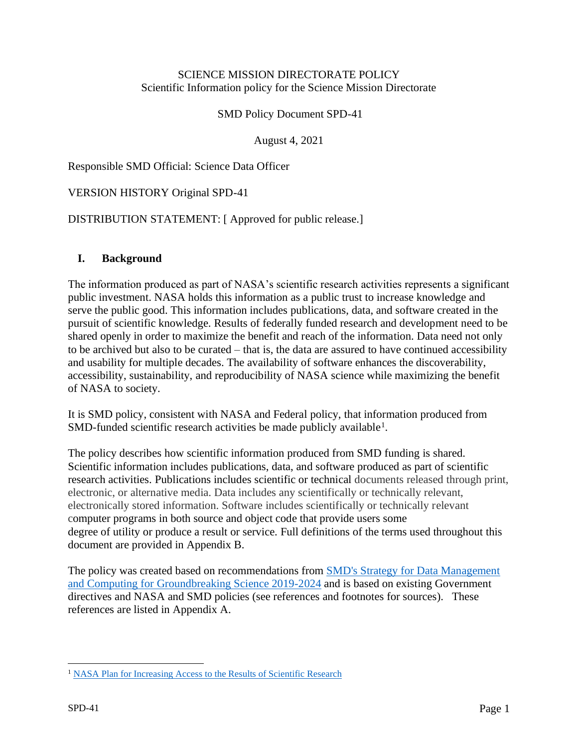SCIENCE MISSION DIRECTORATE POLICY
Scientific Information policy for the Science Mission Directorate

SMD Policy Document SPD-41

August 4, 2021

Responsible SMD Official: Science Data Officer

VERSION HISTORY Original SPD-41

DISTRIBUTION STATEMENT: [ Approved for public release.]

## I. Background

The information produced as part of NASA's scientific research activities represents a significant public investment. NASA holds this information as a public trust to increase knowledge and serve the public good. This information includes publications, data, and software created in the pursuit of scientific knowledge. Results of federally funded research and development need to be shared openly in order to maximize the benefit and reach of the information. Data need not only to be archived but also to be curated – that is, the data are assured to have continued accessibility and usability for multiple decades. The availability of software enhances the discoverability, accessibility, sustainability, and reproducibility of NASA science while maximizing the benefit of NASA to society.

It is SMD policy, consistent with NASA and Federal policy, that information produced from SMD-funded scientific research activities be made publicly available[1].

The policy describes how scientific information produced from SMD funding is shared. Scientific information includes publications, data, and software produced as part of scientific research activities. Publications includes scientific or technical documents released through print, electronic, or alternative media. Data includes any scientifically or technically relevant, electronically stored information. Software includes scientifically or technically relevant computer programs in both source and object code that provide users some degree of utility or produce a result or service. Full definitions of the terms used throughout this document are provided in Appendix B.

The policy was created based on recommendations from [SMD's Strategy for Data Management and Computing for Groundbreaking Science 2019-2024] and is based on existing Government directives and NASA and SMD policies (see references and footnotes for sources). These references are listed in Appendix A.

---

[1] [NASA Plan for Increasing Access to the Results of Scientific Research]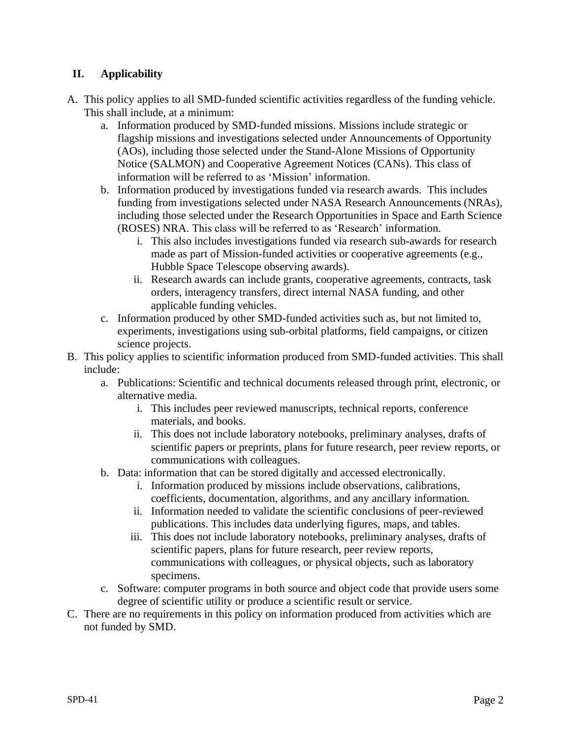## II. Applicability

A. This policy applies to all SMD-funded scientific activities regardless of the funding vehicle. This shall include, at a minimum:
   a. Information produced by SMD-funded missions. Missions include strategic or flagship missions and investigations selected under Announcements of Opportunity (AOs), including those selected under the Stand-Alone Missions of Opportunity Notice (SALMON) and Cooperative Agreement Notices (CANs). This class of information will be referred to as 'Mission' information.
   b. Information produced by investigations funded via research awards. This includes funding from investigations selected under NASA Research Announcements (NRAs), including those selected under the Research Opportunities in Space and Earth Science (ROSES) NRA. This class will be referred to as 'Research' information.
      i. This also includes investigations funded via research sub-awards for research made as part of Mission-funded activities or cooperative agreements (e.g., Hubble Space Telescope observing awards).
      ii. Research awards can include grants, cooperative agreements, contracts, task orders, interagency transfers, direct internal NASA funding, and other applicable funding vehicles.
   c. Information produced by other SMD-funded activities such as, but not limited to, experiments, investigations using sub-orbital platforms, field campaigns, or citizen science projects.

B. This policy applies to scientific information produced from SMD-funded activities. This shall include:
   a. Publications: Scientific and technical documents released through print, electronic, or alternative media.
      i. This includes peer reviewed manuscripts, technical reports, conference materials, and books.
      ii. This does not include laboratory notebooks, preliminary analyses, drafts of scientific papers or preprints, plans for future research, peer review reports, or communications with colleagues.
   b. Data: information that can be stored digitally and accessed electronically.
      i. Information produced by missions include observations, calibrations, coefficients, documentation, algorithms, and any ancillary information.
      ii. Information needed to validate the scientific conclusions of peer-reviewed publications. This includes data underlying figures, maps, and tables.
      iii. This does not include laboratory notebooks, preliminary analyses, drafts of scientific papers, plans for future research, peer review reports, communications with colleagues, or physical objects, such as laboratory specimens.
   c. Software: computer programs in both source and object code that provide users some degree of scientific utility or produce a scientific result or service.

C. There are no requirements in this policy on information produced from activities which are not funded by SMD.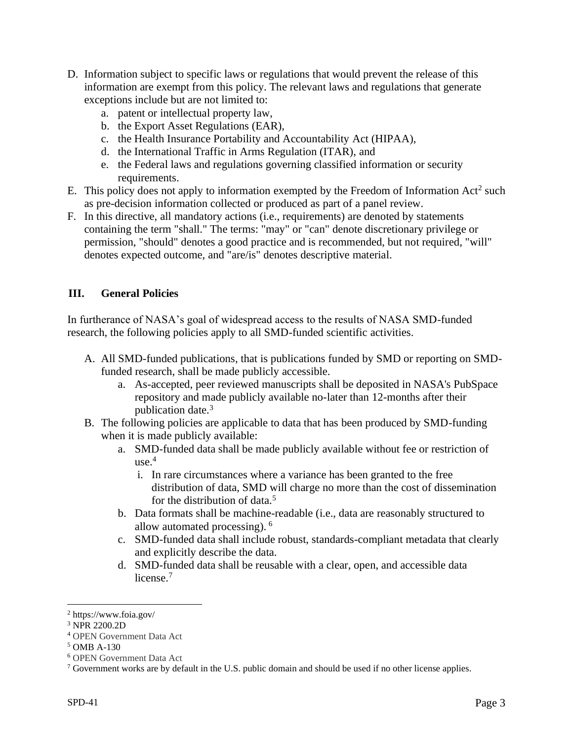D. Information subject to specific laws or regulations that would prevent the release of this information are exempt from this policy. The relevant laws and regulations that generate exceptions include but are not limited to:
   a. patent or intellectual property law,
   b. the Export Asset Regulations (EAR),
   c. the Health Insurance Portability and Accountability Act (HIPAA),
   d. the International Traffic in Arms Regulation (ITAR), and
   e. the Federal laws and regulations governing classified information or security requirements.

E. This policy does not apply to information exempted by the Freedom of Information Act[2] such as pre-decision information collected or produced as part of a panel review.

F. In this directive, all mandatory actions (i.e., requirements) are denoted by statements containing the term "shall." The terms: "may" or "can" denote discretionary privilege or permission, "should" denotes a good practice and is recommended, but not required, "will" denotes expected outcome, and "are/is" denotes descriptive material.

## III. General Policies

In furtherance of NASA's goal of widespread access to the results of NASA SMD-funded research, the following policies apply to all SMD-funded scientific activities.

A. All SMD-funded publications, that is publications funded by SMD or reporting on SMD-funded research, shall be made publicly accessible.
   a. As-accepted, peer reviewed manuscripts shall be deposited in NASA's PubSpace repository and made publicly available no-later than 12-months after their publication date.[3]

B. The following policies are applicable to data that has been produced by SMD-funding when it is made publicly available:
   a. SMD-funded data shall be made publicly available without fee or restriction of use.[4]
      i. In rare circumstances where a variance has been granted to the free distribution of data, SMD will charge no more than the cost of dissemination for the distribution of data.[5]
   b. Data formats shall be machine-readable (i.e., data are reasonably structured to allow automated processing).[6]
   c. SMD-funded data shall include robust, standards-compliant metadata that clearly and explicitly describe the data.
   d. SMD-funded data shall be reusable with a clear, open, and accessible data license.[7]

---

[2] https://www.foia.gov/

[3] NPR 2200.2D

[4] OPEN Government Data Act

[5] OMB A-130

[6] OPEN Government Data Act

[7] Government works are by default in the U.S. public domain and should be used if no other license applies.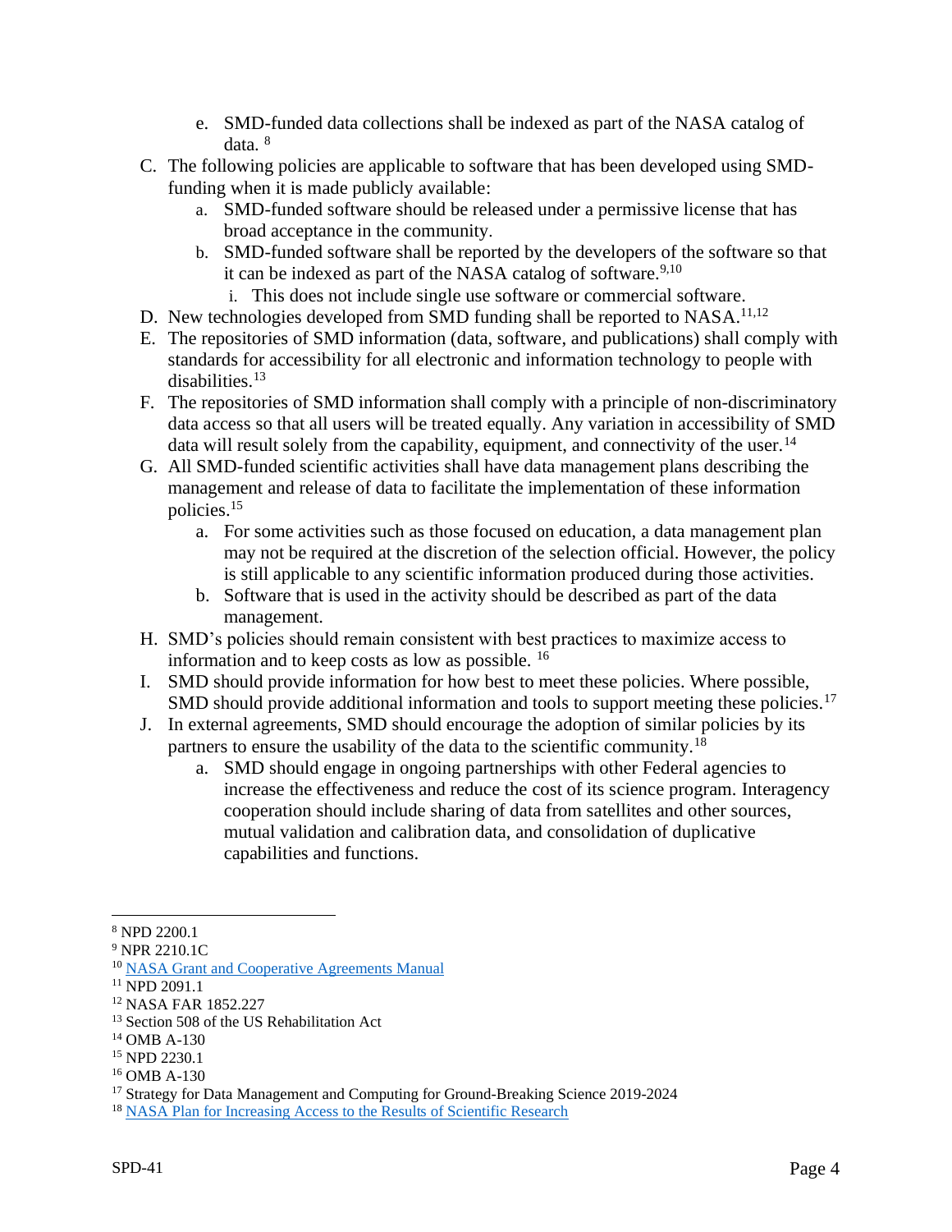e. SMD-funded data collections shall be indexed as part of the NASA catalog of data. [8]

C. The following policies are applicable to software that has been developed using SMD-funding when it is made publicly available:
   a. SMD-funded software should be released under a permissive license that has broad acceptance in the community.
   b. SMD-funded software shall be reported by the developers of the software so that it can be indexed as part of the NASA catalog of software.[9,10]
      i. This does not include single use software or commercial software.

D. New technologies developed from SMD funding shall be reported to NASA.[11,12]

E. The repositories of SMD information (data, software, and publications) shall comply with standards for accessibility for all electronic and information technology to people with disabilities.[13]

F. The repositories of SMD information shall comply with a principle of non-discriminatory data access so that all users will be treated equally. Any variation in accessibility of SMD data will result solely from the capability, equipment, and connectivity of the user.[14]

G. All SMD-funded scientific activities shall have data management plans describing the management and release of data to facilitate the implementation of these information policies.[15]
   a. For some activities such as those focused on education, a data management plan may not be required at the discretion of the selection official. However, the policy is still applicable to any scientific information produced during those activities.
   b. Software that is used in the activity should be described as part of the data management.

H. SMD's policies should remain consistent with best practices to maximize access to information and to keep costs as low as possible. [16]

I. SMD should provide information for how best to meet these policies. Where possible, SMD should provide additional information and tools to support meeting these policies.[17]

J. In external agreements, SMD should encourage the adoption of similar policies by its partners to ensure the usability of the data to the scientific community.[18]
   a. SMD should engage in ongoing partnerships with other Federal agencies to increase the effectiveness and reduce the cost of its science program. Interagency cooperation should include sharing of data from satellites and other sources, mutual validation and calibration data, and consolidation of duplicative capabilities and functions.

---

[8] NPD 2200.1
[9] NPR 2210.1C
[10] NASA Grant and Cooperative Agreements Manual
[11] NPD 2091.1
[12] NASA FAR 1852.227
[13] Section 508 of the US Rehabilitation Act
[14] OMB A-130
[15] NPD 2230.1
[16] OMB A-130
[17] Strategy for Data Management and Computing for Ground-Breaking Science 2019-2024
[18] NASA Plan for Increasing Access to the Results of Scientific Research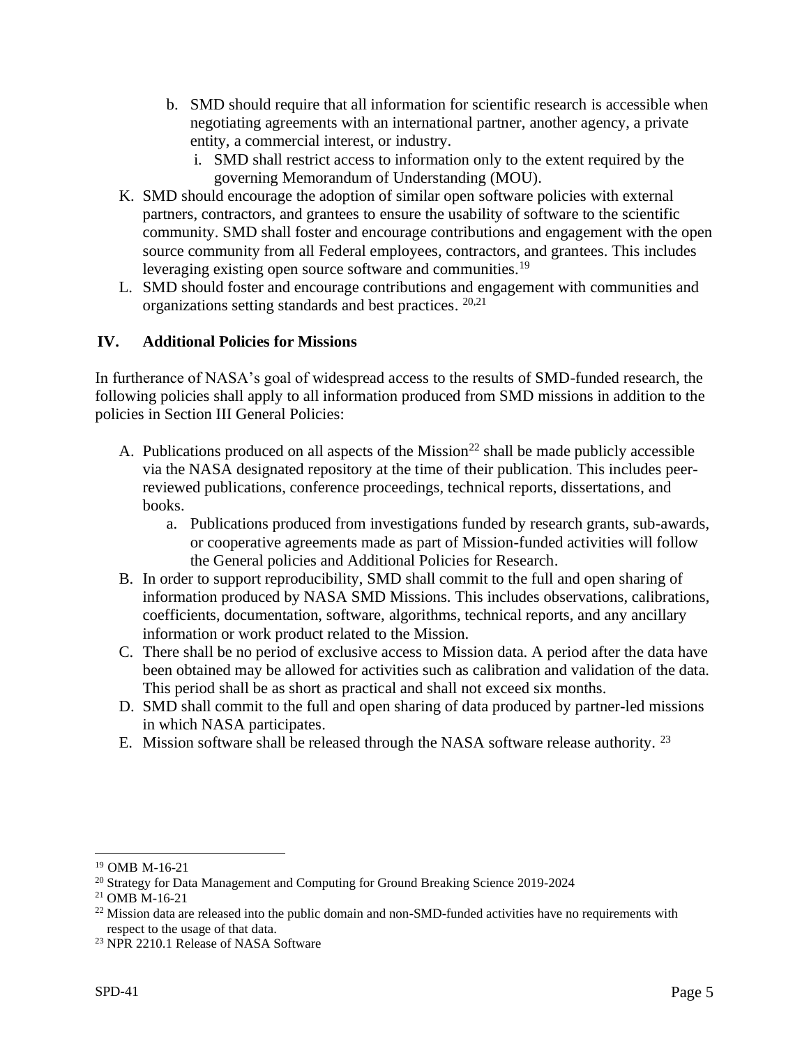b. SMD should require that all information for scientific research is accessible when negotiating agreements with an international partner, another agency, a private entity, a commercial interest, or industry.
   i. SMD shall restrict access to information only to the extent required by the governing Memorandum of Understanding (MOU).

K. SMD should encourage the adoption of similar open software policies with external partners, contractors, and grantees to ensure the usability of software to the scientific community. SMD shall foster and encourage contributions and engagement with the open source community from all Federal employees, contractors, and grantees. This includes leveraging existing open source software and communities.[19]

L. SMD should foster and encourage contributions and engagement with communities and organizations setting standards and best practices. [20,21]

## IV. Additional Policies for Missions

In furtherance of NASA's goal of widespread access to the results of SMD-funded research, the following policies shall apply to all information produced from SMD missions in addition to the policies in Section III General Policies:

A. Publications produced on all aspects of the Mission[22] shall be made publicly accessible via the NASA designated repository at the time of their publication. This includes peer-reviewed publications, conference proceedings, technical reports, dissertations, and books.
   a. Publications produced from investigations funded by research grants, sub-awards, or cooperative agreements made as part of Mission-funded activities will follow the General policies and Additional Policies for Research.

B. In order to support reproducibility, SMD shall commit to the full and open sharing of information produced by NASA SMD Missions. This includes observations, calibrations, coefficients, documentation, software, algorithms, technical reports, and any ancillary information or work product related to the Mission.

C. There shall be no period of exclusive access to Mission data. A period after the data have been obtained may be allowed for activities such as calibration and validation of the data. This period shall be as short as practical and shall not exceed six months.

D. SMD shall commit to the full and open sharing of data produced by partner-led missions in which NASA participates.

E. Mission software shall be released through the NASA software release authority. [23]

---

[19] OMB M-16-21

[20] Strategy for Data Management and Computing for Ground Breaking Science 2019-2024

[21] OMB M-16-21

[22] Mission data are released into the public domain and non-SMD-funded activities have no requirements with respect to the usage of that data.

[23] NPR 2210.1 Release of NASA Software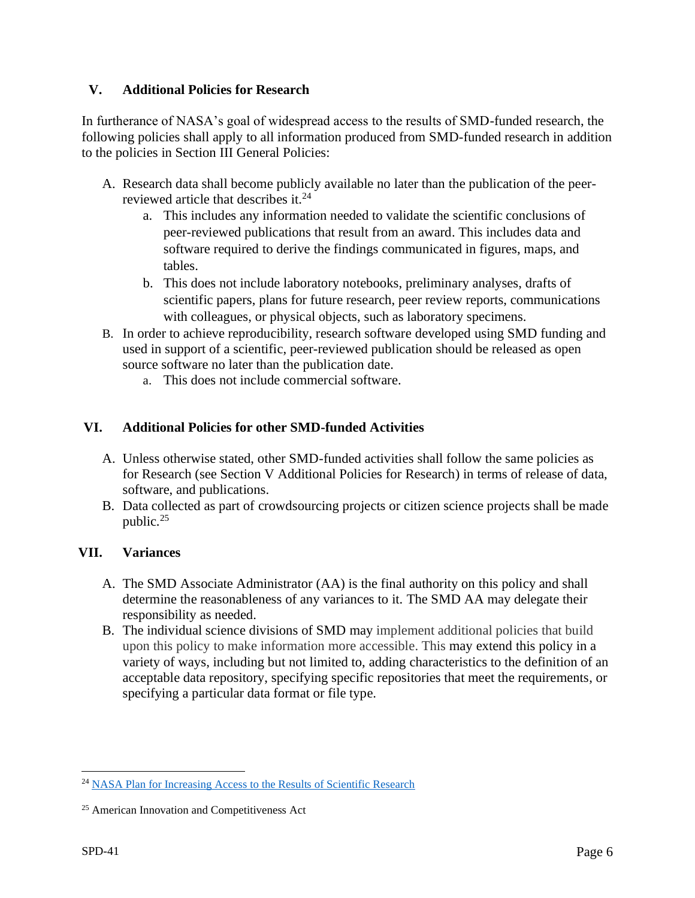## V. Additional Policies for Research

In furtherance of NASA's goal of widespread access to the results of SMD-funded research, the following policies shall apply to all information produced from SMD-funded research in addition to the policies in Section III General Policies:

A. Research data shall become publicly available no later than the publication of the peer-reviewed article that describes it.[24]
   a. This includes any information needed to validate the scientific conclusions of peer-reviewed publications that result from an award. This includes data and software required to derive the findings communicated in figures, maps, and tables.
   b. This does not include laboratory notebooks, preliminary analyses, drafts of scientific papers, plans for future research, peer review reports, communications with colleagues, or physical objects, such as laboratory specimens.
B. In order to achieve reproducibility, research software developed using SMD funding and used in support of a scientific, peer-reviewed publication should be released as open source software no later than the publication date.
   a. This does not include commercial software.

## VI. Additional Policies for other SMD-funded Activities

A. Unless otherwise stated, other SMD-funded activities shall follow the same policies as for Research (see Section V Additional Policies for Research) in terms of release of data, software, and publications.
B. Data collected as part of crowdsourcing projects or citizen science projects shall be made public.[25]

## VII. Variances

A. The SMD Associate Administrator (AA) is the final authority on this policy and shall determine the reasonableness of any variances to it. The SMD AA may delegate their responsibility as needed.
B. The individual science divisions of SMD may implement additional policies that build upon this policy to make information more accessible. This may extend this policy in a variety of ways, including but not limited to, adding characteristics to the definition of an acceptable data repository, specifying specific repositories that meet the requirements, or specifying a particular data format or file type.

---

[24] [NASA Plan for Increasing Access to the Results of Scientific Research]()

[25] American Innovation and Competitiveness Act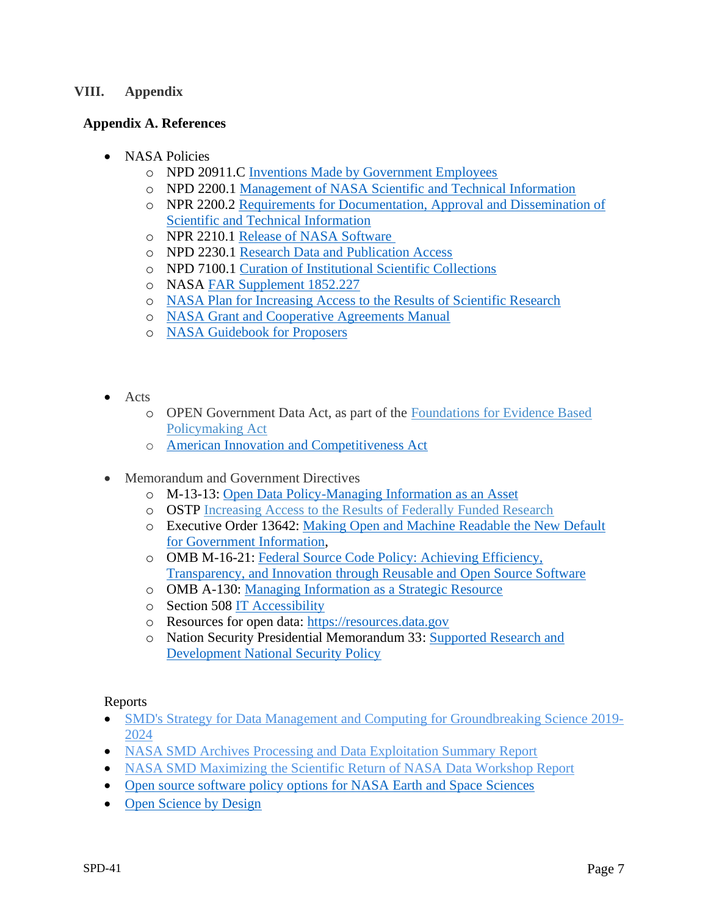# VIII. Appendix

## Appendix A. References

- NASA Policies
  - NPD 20911.C Inventions Made by Government Employees
  - NPD 2200.1 Management of NASA Scientific and Technical Information
  - NPR 2200.2 Requirements for Documentation, Approval and Dissemination of Scientific and Technical Information
  - NPR 2210.1 Release of NASA Software
  - NPD 2230.1 Research Data and Publication Access
  - NPD 7100.1 Curation of Institutional Scientific Collections
  - NASA FAR Supplement 1852.227
  - NASA Plan for Increasing Access to the Results of Scientific Research
  - NASA Grant and Cooperative Agreements Manual
  - NASA Guidebook for Proposers

- Acts
  - OPEN Government Data Act, as part of the Foundations for Evidence Based Policymaking Act
  - American Innovation and Competitiveness Act

- Memorandum and Government Directives
  - M-13-13: Open Data Policy-Managing Information as an Asset
  - OSTP Increasing Access to the Results of Federally Funded Research
  - Executive Order 13642: Making Open and Machine Readable the New Default for Government Information,
  - OMB M-16-21: Federal Source Code Policy: Achieving Efficiency, Transparency, and Innovation through Reusable and Open Source Software
  - OMB A-130: Managing Information as a Strategic Resource
  - Section 508 IT Accessibility
  - Resources for open data: https://resources.data.gov
  - Nation Security Presidential Memorandum 33: Supported Research and Development National Security Policy

Reports

- SMD's Strategy for Data Management and Computing for Groundbreaking Science 2019-2024
- NASA SMD Archives Processing and Data Exploitation Summary Report
- NASA SMD Maximizing the Scientific Return of NASA Data Workshop Report
- Open source software policy options for NASA Earth and Space Sciences
- Open Science by Design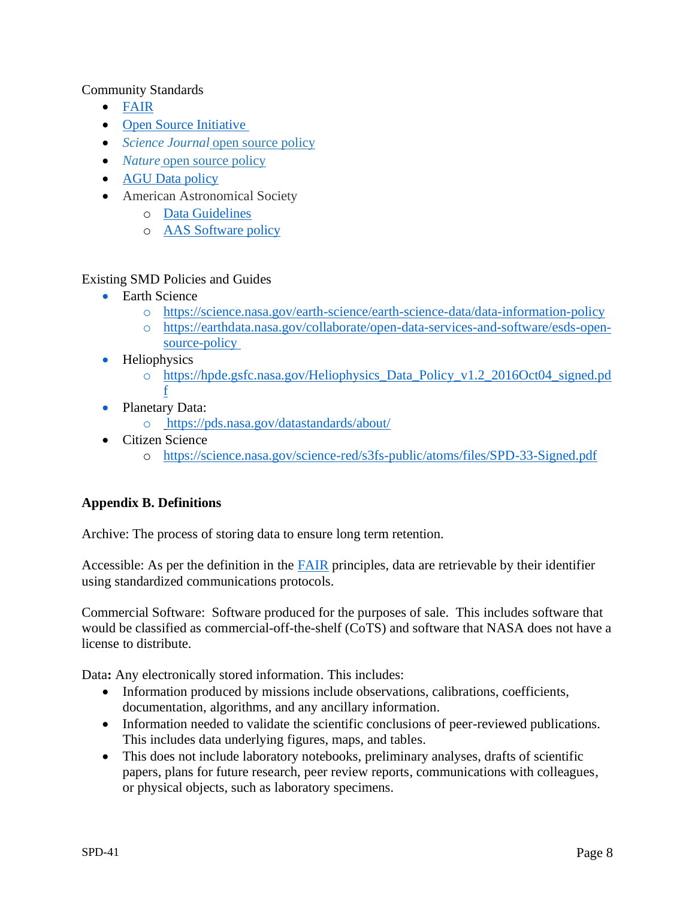Community Standards

- FAIR
- Open Source Initiative
- *Science Journal* open source policy
- *Nature* open source policy
- AGU Data policy
- American Astronomical Society
  - Data Guidelines
  - AAS Software policy

Existing SMD Policies and Guides

- Earth Science
  - https://science.nasa.gov/earth-science/earth-science-data/data-information-policy
  - https://earthdata.nasa.gov/collaborate/open-data-services-and-software/esds-open-source-policy
- Heliophysics
  - https://hpde.gsfc.nasa.gov/Heliophysics_Data_Policy_v1.2_2016Oct04_signed.pdf
- Planetary Data:
  - https://pds.nasa.gov/datastandards/about/
- Citizen Science
  - https://science.nasa.gov/science-red/s3fs-public/atoms/files/SPD-33-Signed.pdf

**Appendix B. Definitions**

Archive: The process of storing data to ensure long term retention.

Accessible: As per the definition in the FAIR principles, data are retrievable by their identifier using standardized communications protocols.

Commercial Software: Software produced for the purposes of sale. This includes software that would be classified as commercial-off-the-shelf (CoTS) and software that NASA does not have a license to distribute.

Data**:** Any electronically stored information. This includes:

- Information produced by missions include observations, calibrations, coefficients, documentation, algorithms, and any ancillary information.
- Information needed to validate the scientific conclusions of peer-reviewed publications. This includes data underlying figures, maps, and tables.
- This does not include laboratory notebooks, preliminary analyses, drafts of scientific papers, plans for future research, peer review reports, communications with colleagues, or physical objects, such as laboratory specimens.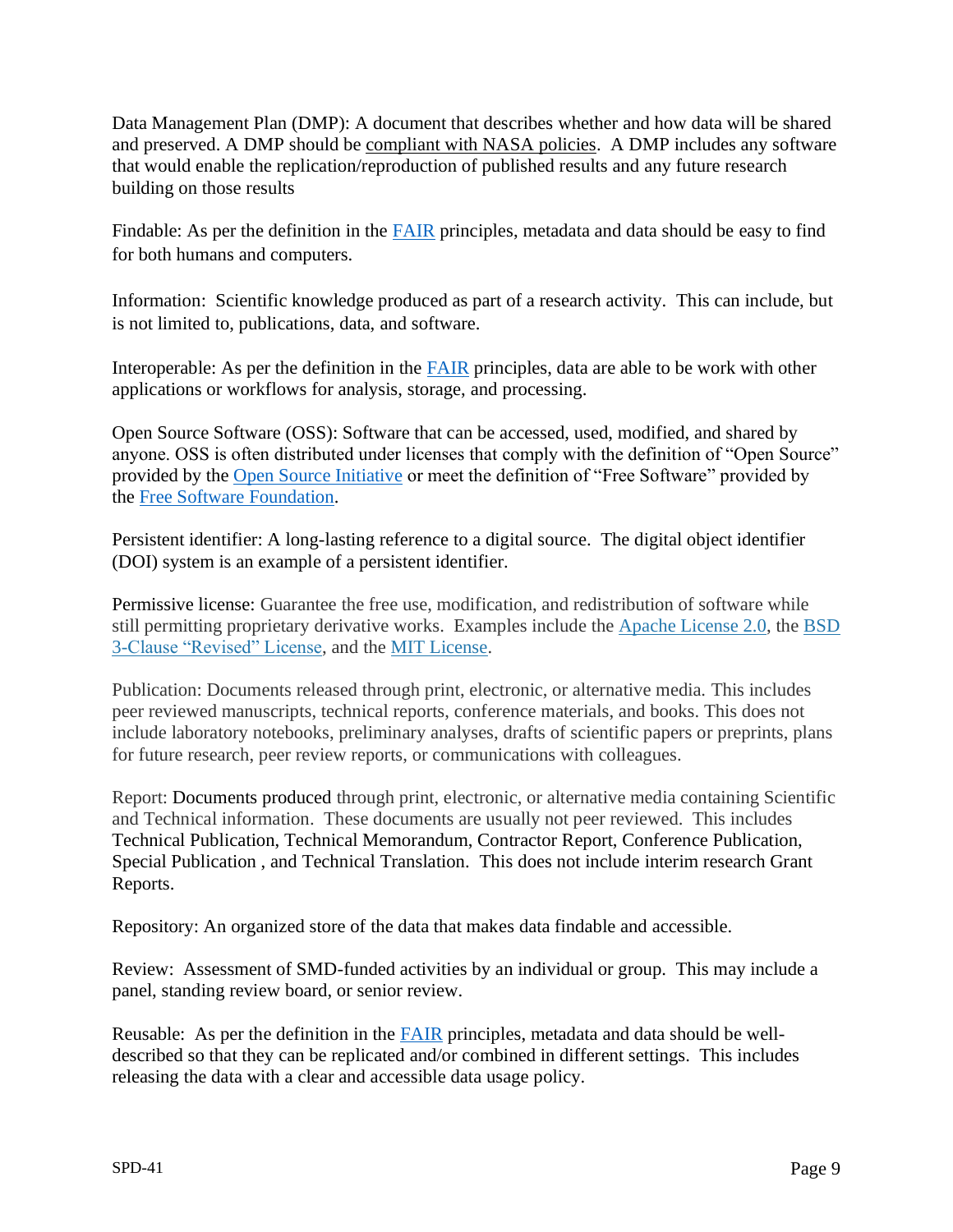Data Management Plan (DMP): A document that describes whether and how data will be shared and preserved. A DMP should be compliant with NASA policies. A DMP includes any software that would enable the replication/reproduction of published results and any future research building on those results

Findable: As per the definition in the FAIR principles, metadata and data should be easy to find for both humans and computers.

Information: Scientific knowledge produced as part of a research activity. This can include, but is not limited to, publications, data, and software.

Interoperable: As per the definition in the FAIR principles, data are able to be work with other applications or workflows for analysis, storage, and processing.

Open Source Software (OSS): Software that can be accessed, used, modified, and shared by anyone. OSS is often distributed under licenses that comply with the definition of "Open Source" provided by the Open Source Initiative or meet the definition of "Free Software" provided by the Free Software Foundation.

Persistent identifier: A long-lasting reference to a digital source. The digital object identifier (DOI) system is an example of a persistent identifier.

Permissive license: Guarantee the free use, modification, and redistribution of software while still permitting proprietary derivative works. Examples include the Apache License 2.0, the BSD 3-Clause "Revised" License, and the MIT License.

Publication: Documents released through print, electronic, or alternative media. This includes peer reviewed manuscripts, technical reports, conference materials, and books. This does not include laboratory notebooks, preliminary analyses, drafts of scientific papers or preprints, plans for future research, peer review reports, or communications with colleagues.

Report: Documents produced through print, electronic, or alternative media containing Scientific and Technical information. These documents are usually not peer reviewed. This includes Technical Publication, Technical Memorandum, Contractor Report, Conference Publication, Special Publication , and Technical Translation. This does not include interim research Grant Reports.

Repository: An organized store of the data that makes data findable and accessible.

Review: Assessment of SMD-funded activities by an individual or group. This may include a panel, standing review board, or senior review.

Reusable: As per the definition in the FAIR principles, metadata and data should be well-described so that they can be replicated and/or combined in different settings. This includes releasing the data with a clear and accessible data usage policy.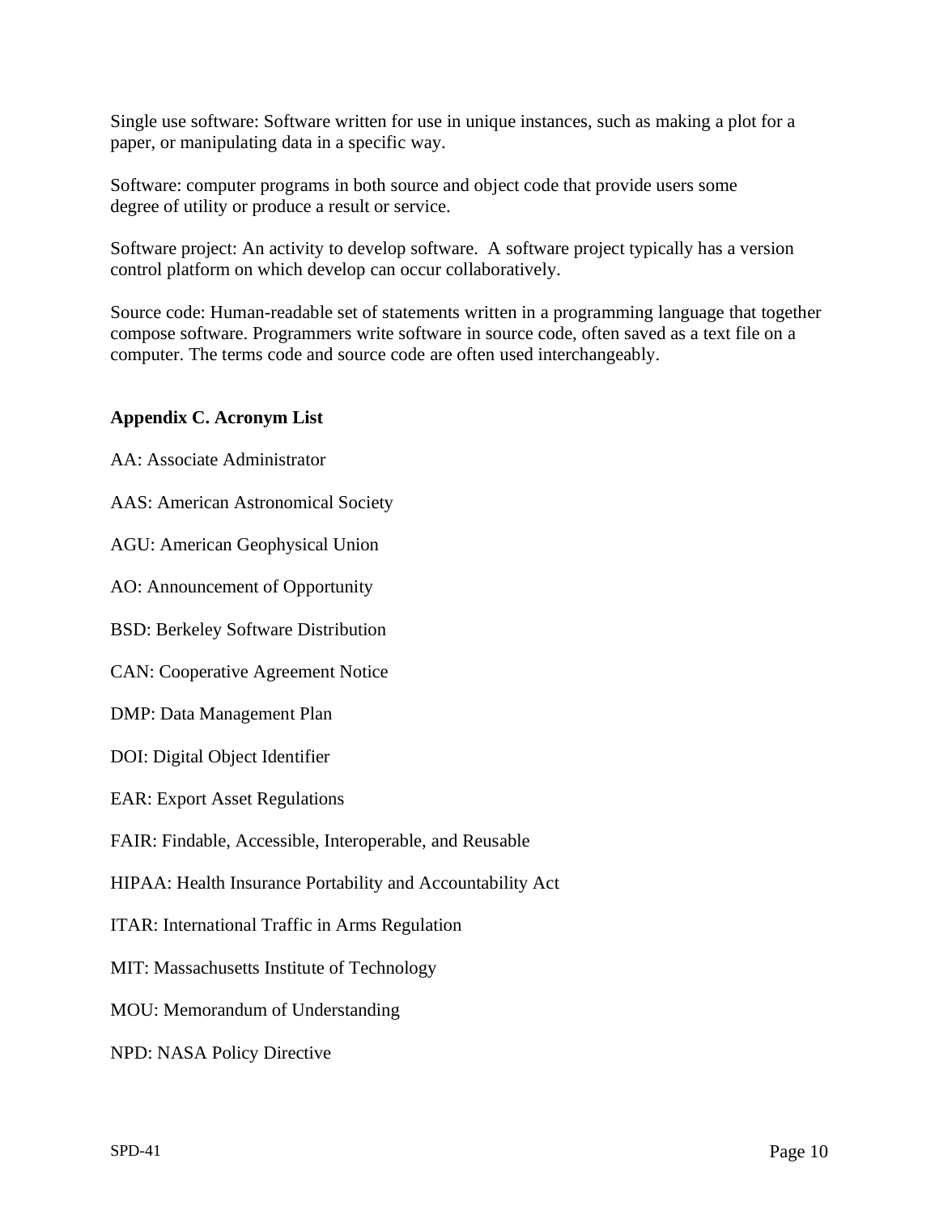Single use software: Software written for use in unique instances, such as making a plot for a paper, or manipulating data in a specific way.

Software: computer programs in both source and object code that provide users some degree of utility or produce a result or service.

Software project: An activity to develop software.  A software project typically has a version control platform on which develop can occur collaboratively.

Source code: Human-readable set of statements written in a programming language that together compose software. Programmers write software in source code, often saved as a text file on a computer. The terms code and source code are often used interchangeably.

**Appendix C. Acronym List**

AA: Associate Administrator

AAS: American Astronomical Society

AGU: American Geophysical Union

AO: Announcement of Opportunity

BSD: Berkeley Software Distribution

CAN: Cooperative Agreement Notice

DMP: Data Management Plan

DOI: Digital Object Identifier

EAR: Export Asset Regulations

FAIR: Findable, Accessible, Interoperable, and Reusable

HIPAA: Health Insurance Portability and Accountability Act

ITAR: International Traffic in Arms Regulation

MIT: Massachusetts Institute of Technology

MOU: Memorandum of Understanding

NPD: NASA Policy Directive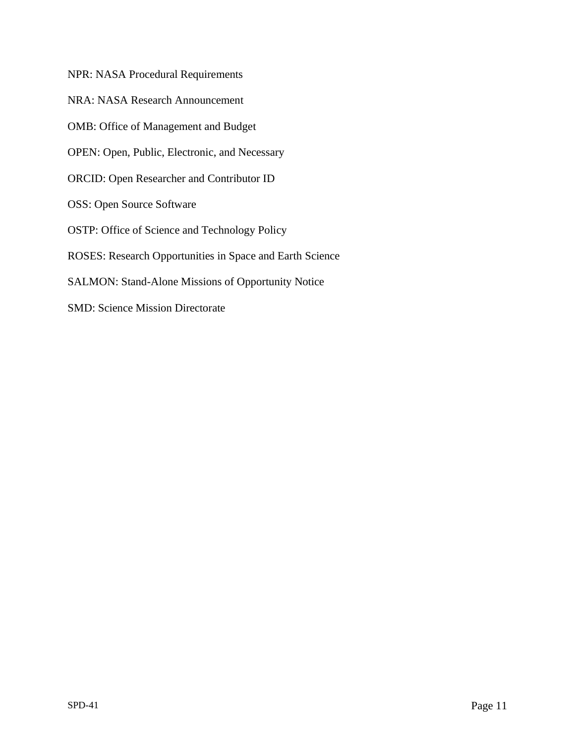NPR: NASA Procedural Requirements

NRA: NASA Research Announcement

OMB: Office of Management and Budget

OPEN: Open, Public, Electronic, and Necessary

ORCID: Open Researcher and Contributor ID

OSS: Open Source Software

OSTP: Office of Science and Technology Policy

ROSES: Research Opportunities in Space and Earth Science

SALMON: Stand-Alone Missions of Opportunity Notice

SMD: Science Mission Directorate